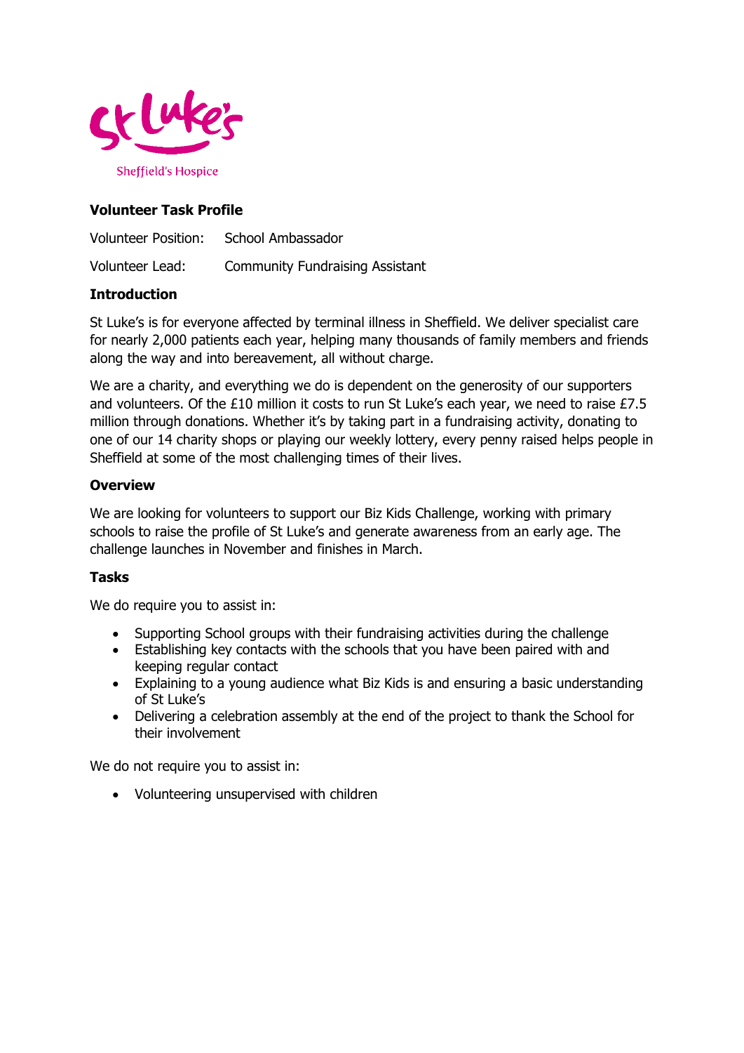St Luke's

Sheffield's Hospice

**Volunteer Task Profile**

Volunteer Position: School Ambassador

Volunteer Lead: Community Fundraising Assistant

**Introduction**

St Luke's is for everyone affected by terminal illness in Sheffield. We deliver specialist care for nearly 2,000 patients each year, helping many thousands of family members and friends along the way and into bereavement, all without charge.

We are a charity, and everything we do is dependent on the generosity of our supporters and volunteers. Of the £10 million it costs to run St Luke's each year, we need to raise £7.5 million through donations. Whether it's by taking part in a fundraising activity, donating to one of our 14 charity shops or playing our weekly lottery, every penny raised helps people in Sheffield at some of the most challenging times of their lives.

**Overview**

We are looking for volunteers to support our Biz Kids Challenge, working with primary schools to raise the profile of St Luke's and generate awareness from an early age. The challenge launches in November and finishes in March.

**Tasks**

We do require you to assist in:

- Supporting School groups with their fundraising activities during the challenge
- Establishing key contacts with the schools that you have been paired with and keeping regular contact
- Explaining to a young audience what Biz Kids is and ensuring a basic understanding of St Luke's
- Delivering a celebration assembly at the end of the project to thank the School for their involvement

We do not require you to assist in:

- Volunteering unsupervised with children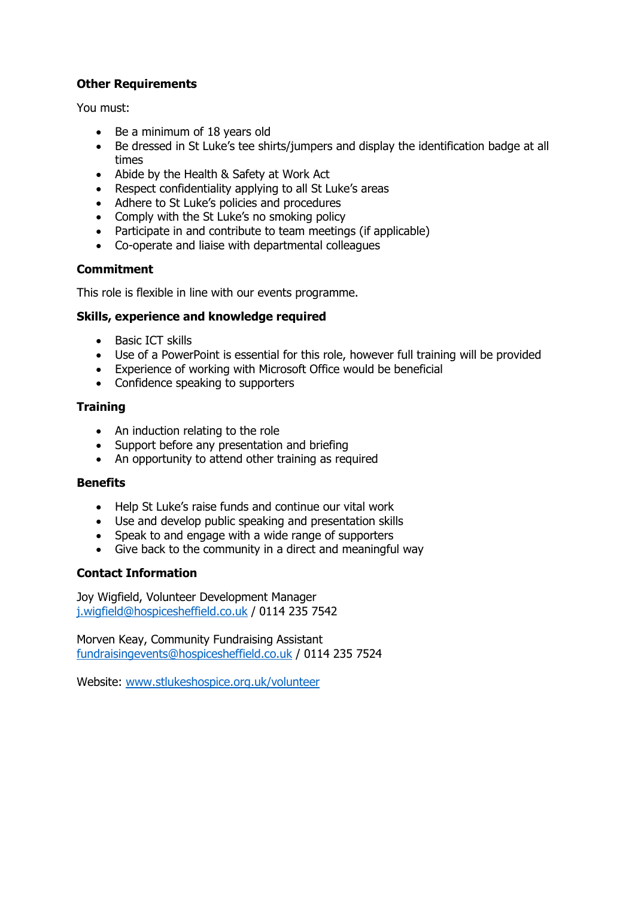**Other Requirements**

You must:

- Be a minimum of 18 years old
- Be dressed in St Luke's tee shirts/jumpers and display the identification badge at all times
- Abide by the Health & Safety at Work Act
- Respect confidentiality applying to all St Luke's areas
- Adhere to St Luke's policies and procedures
- Comply with the St Luke's no smoking policy
- Participate in and contribute to team meetings (if applicable)
- Co-operate and liaise with departmental colleagues

**Commitment**

This role is flexible in line with our events programme.

**Skills, experience and knowledge required**

- Basic ICT skills
- Use of a PowerPoint is essential for this role, however full training will be provided
- Experience of working with Microsoft Office would be beneficial
- Confidence speaking to supporters

**Training**

- An induction relating to the role
- Support before any presentation and briefing
- An opportunity to attend other training as required

**Benefits**

- Help St Luke's raise funds and continue our vital work
- Use and develop public speaking and presentation skills
- Speak to and engage with a wide range of supporters
- Give back to the community in a direct and meaningful way

**Contact Information**

Joy Wigfield, Volunteer Development Manager
j.wigfield@hospicesheffield.co.uk / 0114 235 7542

Morven Keay, Community Fundraising Assistant
fundraisingevents@hospicesheffield.co.uk / 0114 235 7524

Website: www.stlukeshospice.org.uk/volunteer